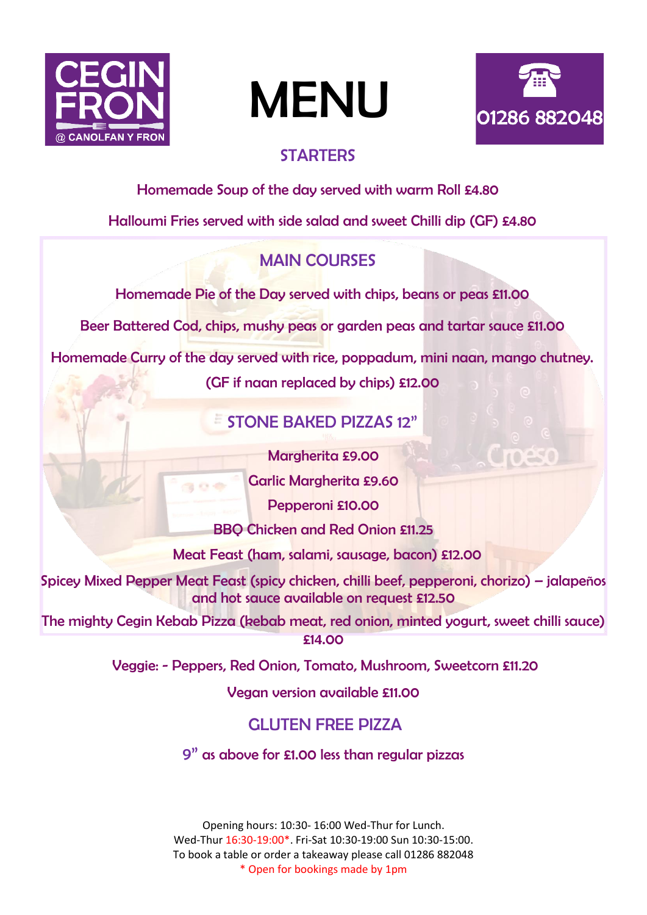CEGIN FRON @ CANOLFAN Y FRON

# MENU

01286 882048

## STARTERS

Homemade Soup of the day served with warm Roll £4.80

Halloumi Fries served with side salad and sweet Chilli dip (GF) £4.80

## MAIN COURSES

Homemade Pie of the Day served with chips, beans or peas £11.00

Beer Battered Cod, chips, mushy peas or garden peas and tartar sauce £11.00

Homemade Curry of the day served with rice, poppadum, mini naan, mango chutney.

(GF if naan replaced by chips) £12.00

## STONE BAKED PIZZAS 12"

Margherita £9.00

Garlic Margherita £9.60

Pepperoni £10.00

BBQ Chicken and Red Onion £11.25

Meat Feast (ham, salami, sausage, bacon) £12.00

Spicey Mixed Pepper Meat Feast (spicy chicken, chilli beef, pepperoni, chorizo) – jalapeños and hot sauce available on request £12.50

The mighty Cegin Kebab Pizza (kebab meat, red onion, minted yogurt, sweet chilli sauce) £14.00

Veggie: - Peppers, Red Onion, Tomato, Mushroom, Sweetcorn £11.20

Vegan version available £11.00

## GLUTEN FREE PIZZA

9" as above for £1.00 less than regular pizzas

Opening hours: 10:30- 16:00 Wed-Thur for Lunch.
Wed-Thur 16:30-19:00*. Fri-Sat 10:30-19:00 Sun 10:30-15:00.
To book a table or order a takeaway please call 01286 882048
\* Open for bookings made by 1pm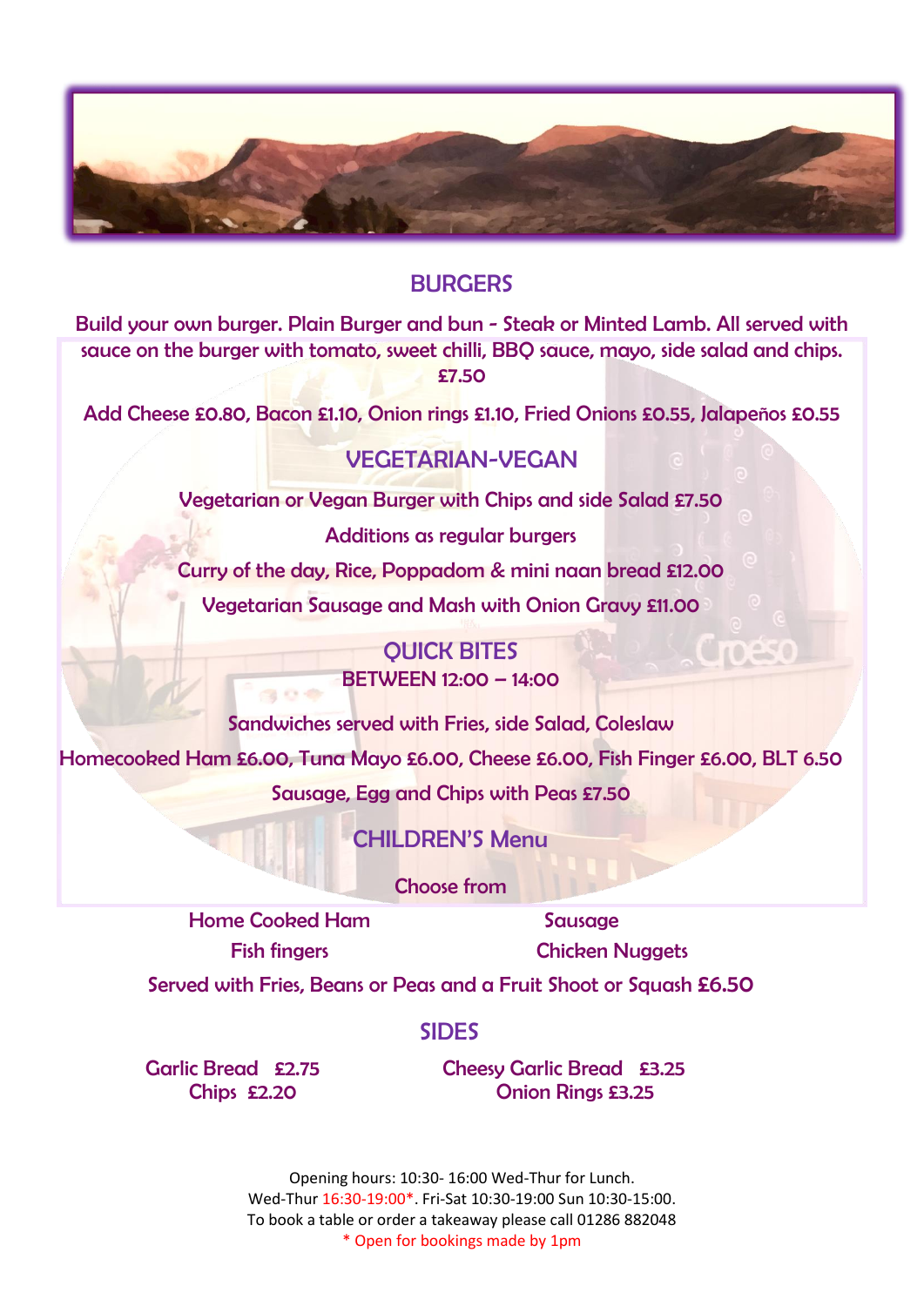## BURGERS

Build your own burger. Plain Burger and bun - Steak or Minted Lamb. All served with sauce on the burger with tomato, sweet chilli, BBQ sauce, mayo, side salad and chips. £7.50

Add Cheese £0.80, Bacon £1.10, Onion rings £1.10, Fried Onions £0.55, Jalapeños £0.55

## VEGETARIAN-VEGAN

Vegetarian or Vegan Burger with Chips and side Salad £7.50

Additions as regular burgers

Curry of the day, Rice, Poppadom & mini naan bread £12.00

Vegetarian Sausage and Mash with Onion Gravy £11.00

## QUICK BITES

BETWEEN 12:00 – 14:00

Sandwiches served with Fries, side Salad, Coleslaw

Homecooked Ham £6.00, Tuna Mayo £6.00, Cheese £6.00, Fish Finger £6.00, BLT 6.50

Sausage, Egg and Chips with Peas £7.50

## CHILDREN'S Menu

Choose from

Home Cooked Ham

Sausage

Fish fingers

Chicken Nuggets

Served with Fries, Beans or Peas and a Fruit Shoot or Squash £6.50

## SIDES

Garlic Bread £2.75

Chips £2.20

Cheesy Garlic Bread £3.25

Onion Rings £3.25

Opening hours: 10:30- 16:00 Wed-Thur for Lunch.
Wed-Thur 16:30-19:00*. Fri-Sat 10:30-19:00 Sun 10:30-15:00.
To book a table or order a takeaway please call 01286 882048
* Open for bookings made by 1pm